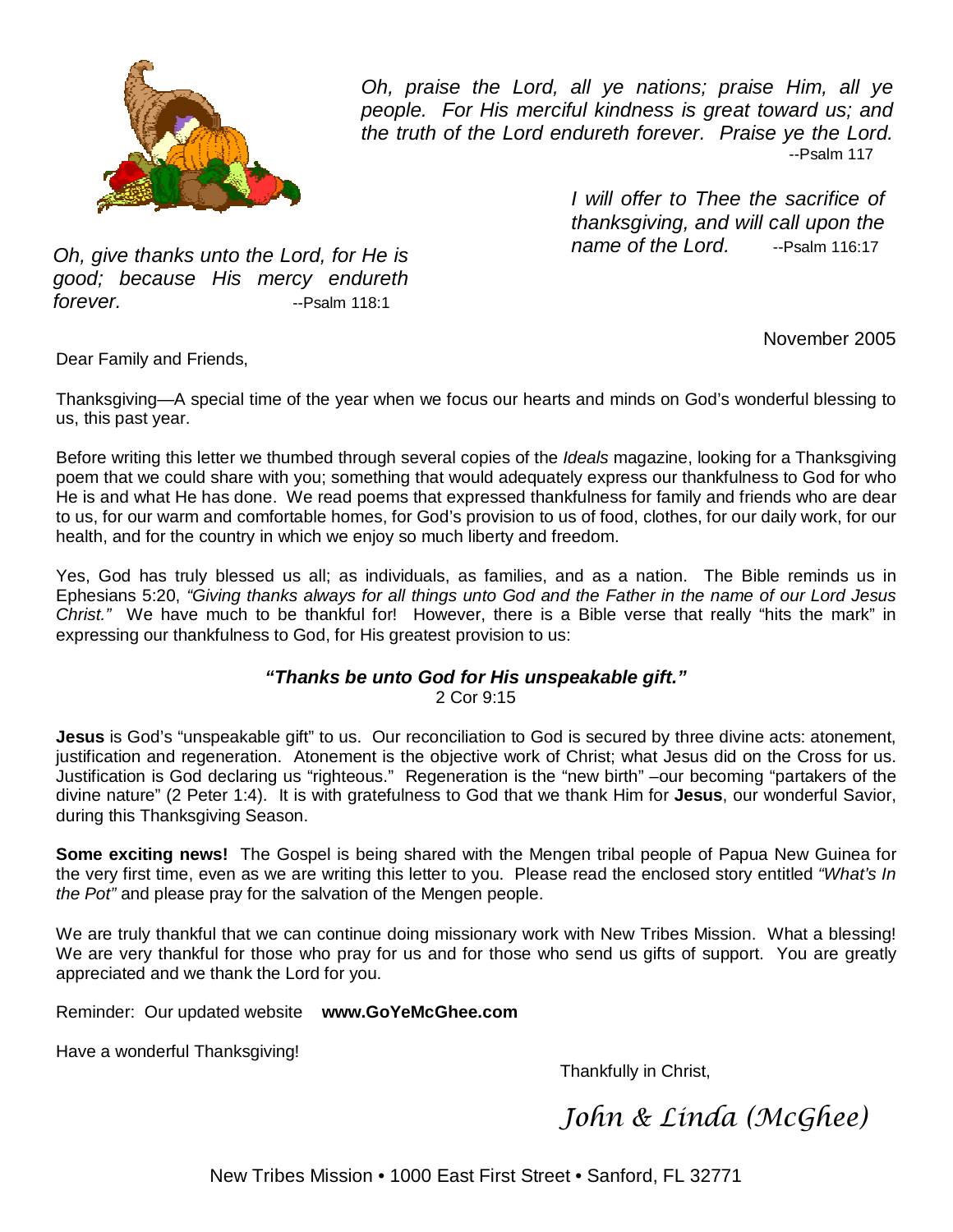*Oh, praise the Lord, all ye nations; praise Him, all ye people. For His merciful kindness is great toward us; and the truth of the Lord endureth forever. Praise ye the Lord.* --Psalm 117

*I will offer to Thee the sacrifice of thanksgiving, and will call upon the name of the Lord.* --Psalm 116:17

*Oh, give thanks unto the Lord, for He is good; because His mercy endureth forever.* --Psalm 118:1

November 2005

Dear Family and Friends,

Thanksgiving—A special time of the year when we focus our hearts and minds on God's wonderful blessing to us, this past year.

Before writing this letter we thumbed through several copies of the *Ideals* magazine, looking for a Thanksgiving poem that we could share with you; something that would adequately express our thankfulness to God for who He is and what He has done. We read poems that expressed thankfulness for family and friends who are dear to us, for our warm and comfortable homes, for God's provision to us of food, clothes, for our daily work, for our health, and for the country in which we enjoy so much liberty and freedom.

Yes, God has truly blessed us all; as individuals, as families, and as a nation. The Bible reminds us in Ephesians 5:20, *"Giving thanks always for all things unto God and the Father in the name of our Lord Jesus Christ."* We have much to be thankful for! However, there is a Bible verse that really "hits the mark" in expressing our thankfulness to God, for His greatest provision to us:

***"Thanks be unto God for His unspeakable gift."***
2 Cor 9:15

**Jesus** is God's "unspeakable gift" to us. Our reconciliation to God is secured by three divine acts: atonement, justification and regeneration. Atonement is the objective work of Christ; what Jesus did on the Cross for us. Justification is God declaring us "righteous." Regeneration is the "new birth" –our becoming "partakers of the divine nature" (2 Peter 1:4). It is with gratefulness to God that we thank Him for **Jesus**, our wonderful Savior, during this Thanksgiving Season.

**Some exciting news!** The Gospel is being shared with the Mengen tribal people of Papua New Guinea for the very first time, even as we are writing this letter to you. Please read the enclosed story entitled *"What's In the Pot"* and please pray for the salvation of the Mengen people.

We are truly thankful that we can continue doing missionary work with New Tribes Mission. What a blessing! We are very thankful for those who pray for us and for those who send us gifts of support. You are greatly appreciated and we thank the Lord for you.

Reminder: Our updated website **www.GoYeMcGhee.com**

Have a wonderful Thanksgiving!

Thankfully in Christ,

*John & Linda (McGhee)*

New Tribes Mission • 1000 East First Street • Sanford, FL 32771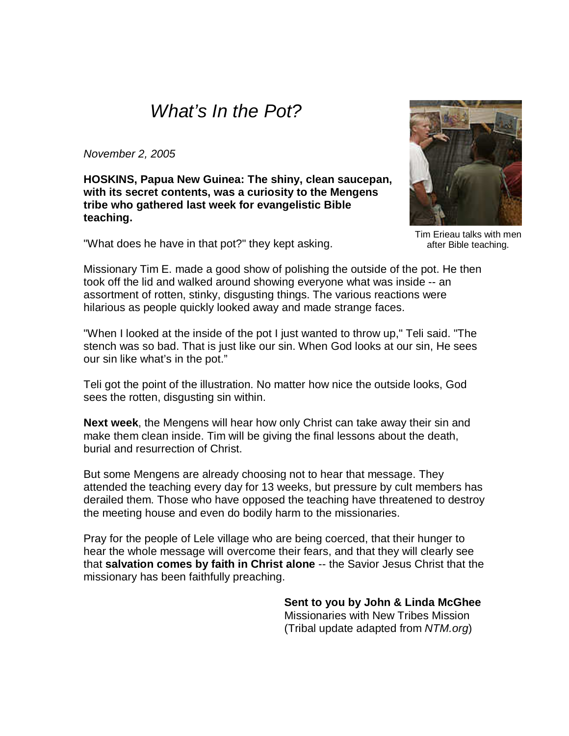# *What's In the Pot?*

*November 2, 2005*

**HOSKINS, Papua New Guinea: The shiny, clean saucepan, with its secret contents, was a curiosity to the Mengens tribe who gathered last week for evangelistic Bible teaching.**

Tim Erieau talks with men after Bible teaching.

"What does he have in that pot?" they kept asking.

Missionary Tim E. made a good show of polishing the outside of the pot. He then took off the lid and walked around showing everyone what was inside -- an assortment of rotten, stinky, disgusting things. The various reactions were hilarious as people quickly looked away and made strange faces.

"When I looked at the inside of the pot I just wanted to throw up," Teli said. "The stench was so bad. That is just like our sin. When God looks at our sin, He sees our sin like what's in the pot."

Teli got the point of the illustration. No matter how nice the outside looks, God sees the rotten, disgusting sin within.

**Next week**, the Mengens will hear how only Christ can take away their sin and make them clean inside. Tim will be giving the final lessons about the death, burial and resurrection of Christ.

But some Mengens are already choosing not to hear that message. They attended the teaching every day for 13 weeks, but pressure by cult members has derailed them. Those who have opposed the teaching have threatened to destroy the meeting house and even do bodily harm to the missionaries.

Pray for the people of Lele village who are being coerced, that their hunger to hear the whole message will overcome their fears, and that they will clearly see that **salvation comes by faith in Christ alone** -- the Savior Jesus Christ that the missionary has been faithfully preaching.

**Sent to you by John & Linda McGhee**
Missionaries with New Tribes Mission
(Tribal update adapted from *NTM.org*)